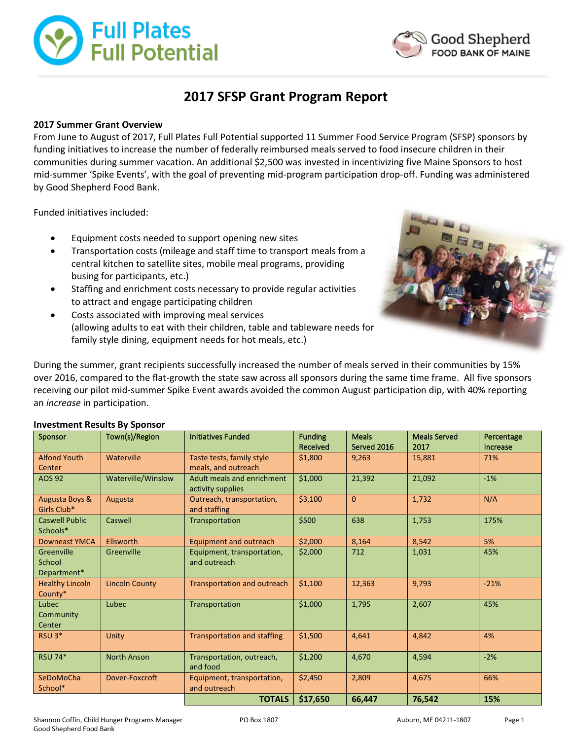# 2017 SFSP Grant Program Report

**2017 Summer Grant Overview**

From June to August of 2017, Full Plates Full Potential supported 11 Summer Food Service Program (SFSP) sponsors by funding initiatives to increase the number of federally reimbursed meals served to food insecure children in their communities during summer vacation. An additional $2,500 was invested in incentivizing five Maine Sponsors to host mid-summer 'Spike Events', with the goal of preventing mid-program participation drop-off. Funding was administered by Good Shepherd Food Bank.

Funded initiatives included:

- Equipment costs needed to support opening new sites
- Transportation costs (mileage and staff time to transport meals from a central kitchen to satellite sites, mobile meal programs, providing busing for participants, etc.)
- Staffing and enrichment costs necessary to provide regular activities to attract and engage participating children
- Costs associated with improving meal services (allowing adults to eat with their children, table and tableware needs for family style dining, equipment needs for hot meals, etc.)

During the summer, grant recipients successfully increased the number of meals served in their communities by 15% over 2016, compared to the flat-growth the state saw across all sponsors during the same time frame. All five sponsors receiving our pilot mid-summer Spike Event awards avoided the common August participation dip, with 40% reporting an *increase* in participation.

**Investment Results By Sponsor**

| Sponsor | Town(s)/Region | Initiatives Funded | Funding Received | Meals Served 2016 | Meals Served 2017 | Percentage Increase |
|---|---|---|---|---|---|---|
| Alfond Youth Center | Waterville | Taste tests, family style meals, and outreach | $1,800 | 9,263 | 15,881 | 71% |
| AOS 92 | Waterville/Winslow | Adult meals and enrichment activity supplies | $1,000 | 21,392 | 21,092 | -1% |
| Augusta Boys & Girls Club* | Augusta | Outreach, transportation, and staffing | $3,100 | 0 | 1,732 | N/A |
| Caswell Public Schools* | Caswell | Transportation | $500 | 638 | 1,753 | 175% |
| Downeast YMCA | Ellsworth | Equipment and outreach | $2,000 | 8,164 | 8,542 | 5% |
| Greenville School Department* | Greenville | Equipment, transportation, and outreach | $2,000 | 712 | 1,031 | 45% |
| Healthy Lincoln County* | Lincoln County | Transportation and outreach | $1,100 | 12,363 | 9,793 | -21% |
| Lubec Community Center | Lubec | Transportation | $1,000 | 1,795 | 2,607 | 45% |
| RSU 3* | Unity | Transportation and staffing | $1,500 | 4,641 | 4,842 | 4% |
| RSU 74* | North Anson | Transportation, outreach, and food | $1,200 | 4,670 | 4,594 | -2% |
| SeDoMoCha School* | Dover-Foxcroft | Equipment, transportation, and outreach | $2,450 | 2,809 | 4,675 | 66% |
| | | **TOTALS** | **$17,650** | **66,447** | **76,542** | **15%** |

Shannon Coffin, Child Hunger Programs Manager
Good Shepherd Food Bank
PO Box 1807
Auburn, ME 04211-1807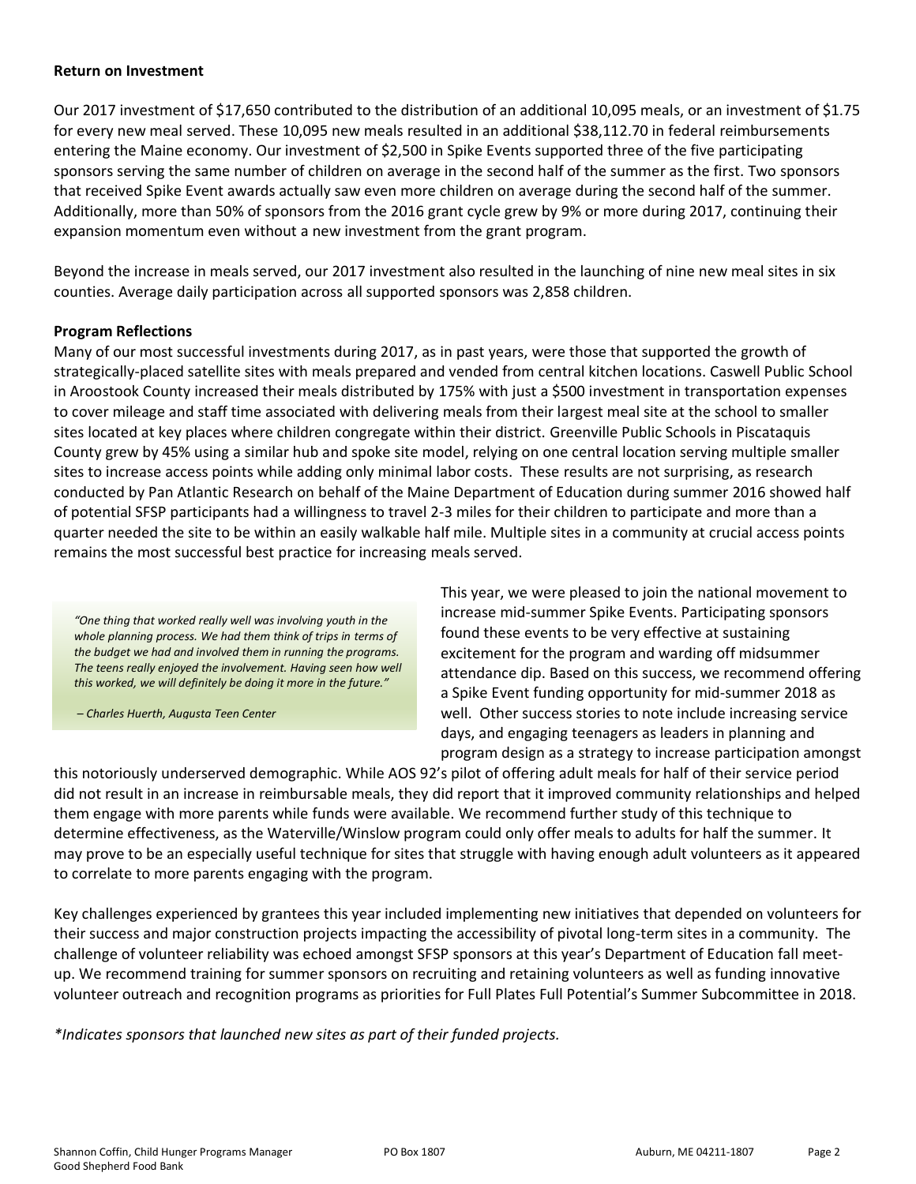**Return on Investment**

Our 2017 investment of $17,650 contributed to the distribution of an additional 10,095 meals, or an investment of $1.75 for every new meal served. These 10,095 new meals resulted in an additional $38,112.70 in federal reimbursements entering the Maine economy. Our investment of $2,500 in Spike Events supported three of the five participating sponsors serving the same number of children on average in the second half of the summer as the first. Two sponsors that received Spike Event awards actually saw even more children on average during the second half of the summer. Additionally, more than 50% of sponsors from the 2016 grant cycle grew by 9% or more during 2017, continuing their expansion momentum even without a new investment from the grant program.

Beyond the increase in meals served, our 2017 investment also resulted in the launching of nine new meal sites in six counties. Average daily participation across all supported sponsors was 2,858 children.

**Program Reflections**

Many of our most successful investments during 2017, as in past years, were those that supported the growth of strategically-placed satellite sites with meals prepared and vended from central kitchen locations. Caswell Public School in Aroostook County increased their meals distributed by 175% with just a $500 investment in transportation expenses to cover mileage and staff time associated with delivering meals from their largest meal site at the school to smaller sites located at key places where children congregate within their district. Greenville Public Schools in Piscataquis County grew by 45% using a similar hub and spoke site model, relying on one central location serving multiple smaller sites to increase access points while adding only minimal labor costs. These results are not surprising, as research conducted by Pan Atlantic Research on behalf of the Maine Department of Education during summer 2016 showed half of potential SFSP participants had a willingness to travel 2-3 miles for their children to participate and more than a quarter needed the site to be within an easily walkable half mile. Multiple sites in a community at crucial access points remains the most successful best practice for increasing meals served.

> *"One thing that worked really well was involving youth in the whole planning process. We had them think of trips in terms of the budget we had and involved them in running the programs. The teens really enjoyed the involvement. Having seen how well this worked, we will definitely be doing it more in the future."*
>
> *– Charles Huerth, Augusta Teen Center*

This year, we were pleased to join the national movement to increase mid-summer Spike Events. Participating sponsors found these events to be very effective at sustaining excitement for the program and warding off midsummer attendance dip. Based on this success, we recommend offering a Spike Event funding opportunity for mid-summer 2018 as well. Other success stories to note include increasing service days, and engaging teenagers as leaders in planning and program design as a strategy to increase participation amongst this notoriously underserved demographic. While AOS 92's pilot of offering adult meals for half of their service period did not result in an increase in reimbursable meals, they did report that it improved community relationships and helped them engage with more parents while funds were available. We recommend further study of this technique to determine effectiveness, as the Waterville/Winslow program could only offer meals to adults for half the summer. It may prove to be an especially useful technique for sites that struggle with having enough adult volunteers as it appeared to correlate to more parents engaging with the program.

Key challenges experienced by grantees this year included implementing new initiatives that depended on volunteers for their success and major construction projects impacting the accessibility of pivotal long-term sites in a community. The challenge of volunteer reliability was echoed amongst SFSP sponsors at this year's Department of Education fall meet-up. We recommend training for summer sponsors on recruiting and retaining volunteers as well as funding innovative volunteer outreach and recognition programs as priorities for Full Plates Full Potential's Summer Subcommittee in 2018.

*\*Indicates sponsors that launched new sites as part of their funded projects.*